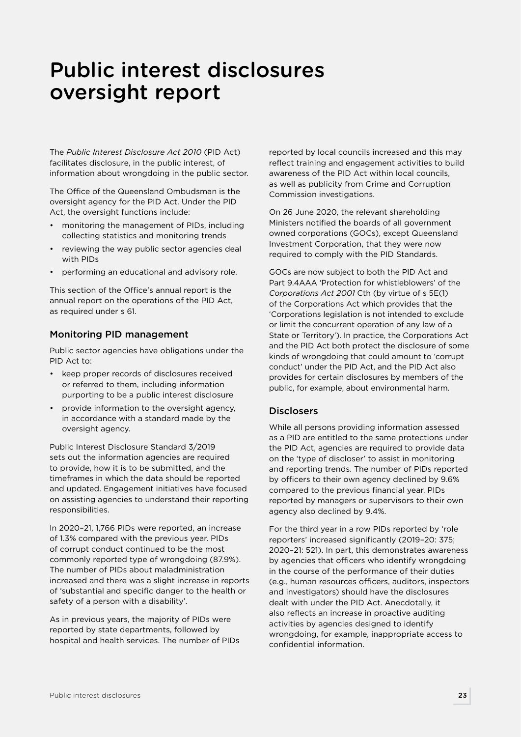# Public interest disclosures oversight report

The *Public Interest Disclosure Act 2010* (PID Act) facilitates disclosure, in the public interest, of information about wrongdoing in the public sector.

The Office of the Queensland Ombudsman is the oversight agency for the PID Act. Under the PID Act, the oversight functions include:

- monitoring the management of PIDs, including collecting statistics and monitoring trends
- reviewing the way public sector agencies deal with PIDs
- performing an educational and advisory role.

This section of the Office's annual report is the annual report on the operations of the PID Act, as required under s 61.

## Monitoring PID management

Public sector agencies have obligations under the PID Act to:

- keep proper records of disclosures received or referred to them, including information purporting to be a public interest disclosure
- provide information to the oversight agency, in accordance with a standard made by the oversight agency.

Public Interest Disclosure Standard 3/2019 sets out the information agencies are required to provide, how it is to be submitted, and the timeframes in which the data should be reported and updated. Engagement initiatives have focused on assisting agencies to understand their reporting responsibilities.

In 2020–21, 1,766 PIDs were reported, an increase of 1.3% compared with the previous year. PIDs of corrupt conduct continued to be the most commonly reported type of wrongdoing (87.9%). The number of PIDs about maladministration increased and there was a slight increase in reports of 'substantial and specific danger to the health or safety of a person with a disability'.

As in previous years, the majority of PIDs were reported by state departments, followed by hospital and health services. The number of PIDs reported by local councils increased and this may reflect training and engagement activities to build awareness of the PID Act within local councils, as well as publicity from Crime and Corruption Commission investigations.

On 26 June 2020, the relevant shareholding Ministers notified the boards of all government owned corporations (GOCs), except Queensland Investment Corporation, that they were now required to comply with the PID Standards.

GOCs are now subject to both the PID Act and Part 9.4AAA 'Protection for whistleblowers' of the *Corporations Act 2001* Cth (by virtue of s 5E(1) of the Corporations Act which provides that the 'Corporations legislation is not intended to exclude or limit the concurrent operation of any law of a State or Territory'). In practice, the Corporations Act and the PID Act both protect the disclosure of some kinds of wrongdoing that could amount to 'corrupt conduct' under the PID Act, and the PID Act also provides for certain disclosures by members of the public, for example, about environmental harm.

## Disclosers

While all persons providing information assessed as a PID are entitled to the same protections under the PID Act, agencies are required to provide data on the 'type of discloser' to assist in monitoring and reporting trends. The number of PIDs reported by officers to their own agency declined by 9.6% compared to the previous financial year. PIDs reported by managers or supervisors to their own agency also declined by 9.4%.

For the third year in a row PIDs reported by 'role reporters' increased significantly (2019–20: 375; 2020–21: 521). In part, this demonstrates awareness by agencies that officers who identify wrongdoing in the course of the performance of their duties (e.g., human resources officers, auditors, inspectors and investigators) should have the disclosures dealt with under the PID Act. Anecdotally, it also reflects an increase in proactive auditing activities by agencies designed to identify wrongdoing, for example, inappropriate access to confidential information.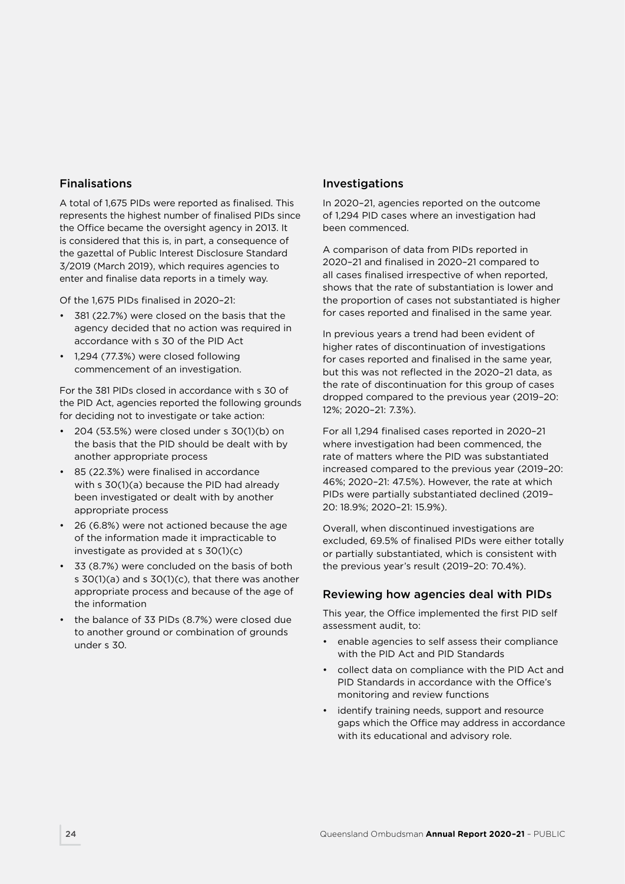## Finalisations

A total of 1,675 PIDs were reported as finalised. This represents the highest number of finalised PIDs since the Office became the oversight agency in 2013. It is considered that this is, in part, a consequence of the gazettal of Public Interest Disclosure Standard 3/2019 (March 2019), which requires agencies to enter and finalise data reports in a timely way.

Of the 1,675 PIDs finalised in 2020–21:

- 381 (22.7%) were closed on the basis that the agency decided that no action was required in accordance with s 30 of the PID Act
- 1,294 (77.3%) were closed following commencement of an investigation.

For the 381 PIDs closed in accordance with s 30 of the PID Act, agencies reported the following grounds for deciding not to investigate or take action:

- 204 (53.5%) were closed under s 30(1)(b) on the basis that the PID should be dealt with by another appropriate process
- 85 (22.3%) were finalised in accordance with s 30(1)(a) because the PID had already been investigated or dealt with by another appropriate process
- 26 (6.8%) were not actioned because the age of the information made it impracticable to investigate as provided at s 30(1)(c)
- 33 (8.7%) were concluded on the basis of both s 30(1)(a) and s 30(1)(c), that there was another appropriate process and because of the age of the information
- the balance of 33 PIDs (8.7%) were closed due to another ground or combination of grounds under s 30.

## Investigations

In 2020–21, agencies reported on the outcome of 1,294 PID cases where an investigation had been commenced.

A comparison of data from PIDs reported in 2020–21 and finalised in 2020–21 compared to all cases finalised irrespective of when reported, shows that the rate of substantiation is lower and the proportion of cases not substantiated is higher for cases reported and finalised in the same year.

In previous years a trend had been evident of higher rates of discontinuation of investigations for cases reported and finalised in the same year, but this was not reflected in the 2020–21 data, as the rate of discontinuation for this group of cases dropped compared to the previous year (2019–20: 12%; 2020–21: 7.3%).

For all 1,294 finalised cases reported in 2020–21 where investigation had been commenced, the rate of matters where the PID was substantiated increased compared to the previous year (2019–20: 46%; 2020–21: 47.5%). However, the rate at which PIDs were partially substantiated declined (2019–20: 18.9%; 2020–21: 15.9%).

Overall, when discontinued investigations are excluded, 69.5% of finalised PIDs were either totally or partially substantiated, which is consistent with the previous year's result (2019–20: 70.4%).

## Reviewing how agencies deal with PIDs

This year, the Office implemented the first PID self assessment audit, to:

- enable agencies to self assess their compliance with the PID Act and PID Standards
- collect data on compliance with the PID Act and PID Standards in accordance with the Office's monitoring and review functions
- identify training needs, support and resource gaps which the Office may address in accordance with its educational and advisory role.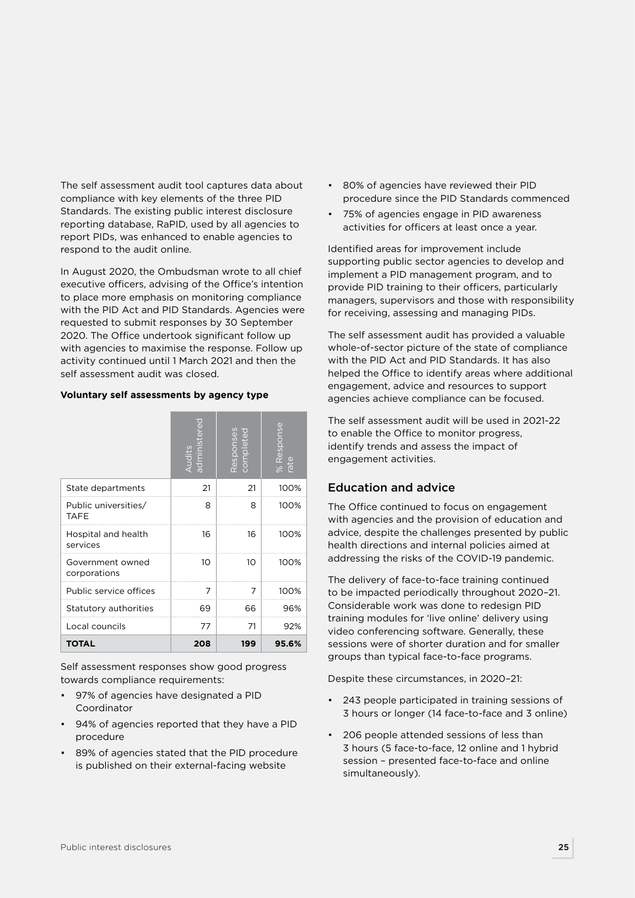The self assessment audit tool captures data about compliance with key elements of the three PID Standards. The existing public interest disclosure reporting database, RaPID, used by all agencies to report PIDs, was enhanced to enable agencies to respond to the audit online.

In August 2020, the Ombudsman wrote to all chief executive officers, advising of the Office's intention to place more emphasis on monitoring compliance with the PID Act and PID Standards. Agencies were requested to submit responses by 30 September 2020. The Office undertook significant follow up with agencies to maximise the response. Follow up activity continued until 1 March 2021 and then the self assessment audit was closed.

**Voluntary self assessments by agency type**

| | Audits administered | Responses completed | % Response rate |
|---|---|---|---|
| State departments | 21 | 21 | 100% |
| Public universities/ TAFE | 8 | 8 | 100% |
| Hospital and health services | 16 | 16 | 100% |
| Government owned corporations | 10 | 10 | 100% |
| Public service offices | 7 | 7 | 100% |
| Statutory authorities | 69 | 66 | 96% |
| Local councils | 77 | 71 | 92% |
| **TOTAL** | **208** | **199** | **95.6%** |

Self assessment responses show good progress towards compliance requirements:

- 97% of agencies have designated a PID Coordinator
- 94% of agencies reported that they have a PID procedure
- 89% of agencies stated that the PID procedure is published on their external-facing website
- 80% of agencies have reviewed their PID procedure since the PID Standards commenced
- 75% of agencies engage in PID awareness activities for officers at least once a year.

Identified areas for improvement include supporting public sector agencies to develop and implement a PID management program, and to provide PID training to their officers, particularly managers, supervisors and those with responsibility for receiving, assessing and managing PIDs.

The self assessment audit has provided a valuable whole-of-sector picture of the state of compliance with the PID Act and PID Standards. It has also helped the Office to identify areas where additional engagement, advice and resources to support agencies achieve compliance can be focused.

The self assessment audit will be used in 2021-22 to enable the Office to monitor progress, identify trends and assess the impact of engagement activities.

## Education and advice

The Office continued to focus on engagement with agencies and the provision of education and advice, despite the challenges presented by public health directions and internal policies aimed at addressing the risks of the COVID-19 pandemic.

The delivery of face-to-face training continued to be impacted periodically throughout 2020–21. Considerable work was done to redesign PID training modules for 'live online' delivery using video conferencing software. Generally, these sessions were of shorter duration and for smaller groups than typical face-to-face programs.

Despite these circumstances, in 2020–21:

- 243 people participated in training sessions of 3 hours or longer (14 face-to-face and 3 online)
- 206 people attended sessions of less than 3 hours (5 face-to-face, 12 online and 1 hybrid session – presented face-to-face and online simultaneously).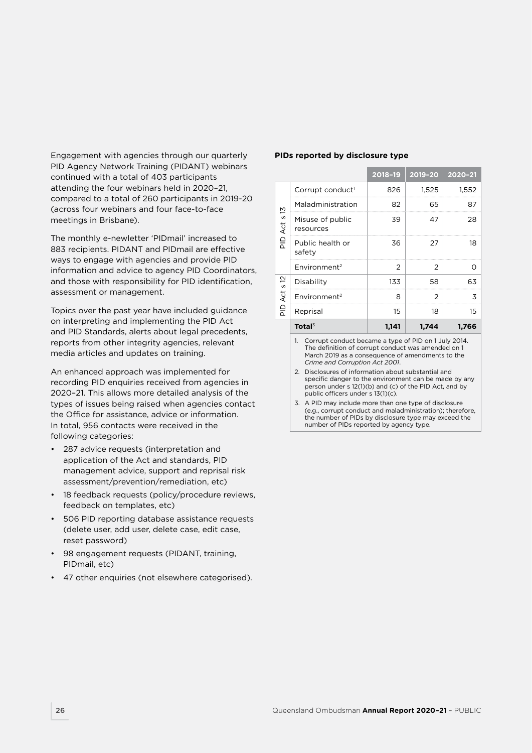Engagement with agencies through our quarterly PID Agency Network Training (PIDANT) webinars continued with a total of 403 participants attending the four webinars held in 2020–21, compared to a total of 260 participants in 2019-20 (across four webinars and four face-to-face meetings in Brisbane).

The monthly e-newletter 'PIDmail' increased to 883 recipients. PIDANT and PIDmail are effective ways to engage with agencies and provide PID information and advice to agency PID Coordinators, and those with responsibility for PID identification, assessment or management.

Topics over the past year have included guidance on interpreting and implementing the PID Act and PID Standards, alerts about legal precedents, reports from other integrity agencies, relevant media articles and updates on training.

An enhanced approach was implemented for recording PID enquiries received from agencies in 2020–21. This allows more detailed analysis of the types of issues being raised when agencies contact the Office for assistance, advice or information. In total, 956 contacts were received in the following categories:

- 287 advice requests (interpretation and application of the Act and standards, PID management advice, support and reprisal risk assessment/prevention/remediation, etc)
- 18 feedback requests (policy/procedure reviews, feedback on templates, etc)
- 506 PID reporting database assistance requests (delete user, add user, delete case, edit case, reset password)
- 98 engagement requests (PIDANT, training, PIDmail, etc)
- 47 other enquiries (not elsewhere categorised).

**PIDs reported by disclosure type**

| | | 2018–19 | 2019–20 | 2020–21 |
|---|---|---|---|---|
| PID Act s 13 | Corrupt conduct[1] | 826 | 1,525 | 1,552 |
| | Maladministration | 82 | 65 | 87 |
| | Misuse of public resources | 39 | 47 | 28 |
| | Public health or safety | 36 | 27 | 18 |
| | Environment[2] | 2 | 2 | 0 |
| PID Act s 12 | Disability | 133 | 58 | 63 |
| | Environment[2] | 8 | 2 | 3 |
| | Reprisal | 15 | 18 | 15 |
| | **Total**[3] | **1,141** | **1,744** | **1,766** |

1. Corrupt conduct became a type of PID on 1 July 2014. The definition of corrupt conduct was amended on 1 March 2019 as a consequence of amendments to the *Crime and Corruption Act 2001*.
2. Disclosures of information about substantial and specific danger to the environment can be made by any person under s 12(1)(b) and (c) of the PID Act, and by public officers under s 13(1)(c).
3. A PID may include more than one type of disclosure (e.g., corrupt conduct and maladministration); therefore, the number of PIDs by disclosure type may exceed the number of PIDs reported by agency type.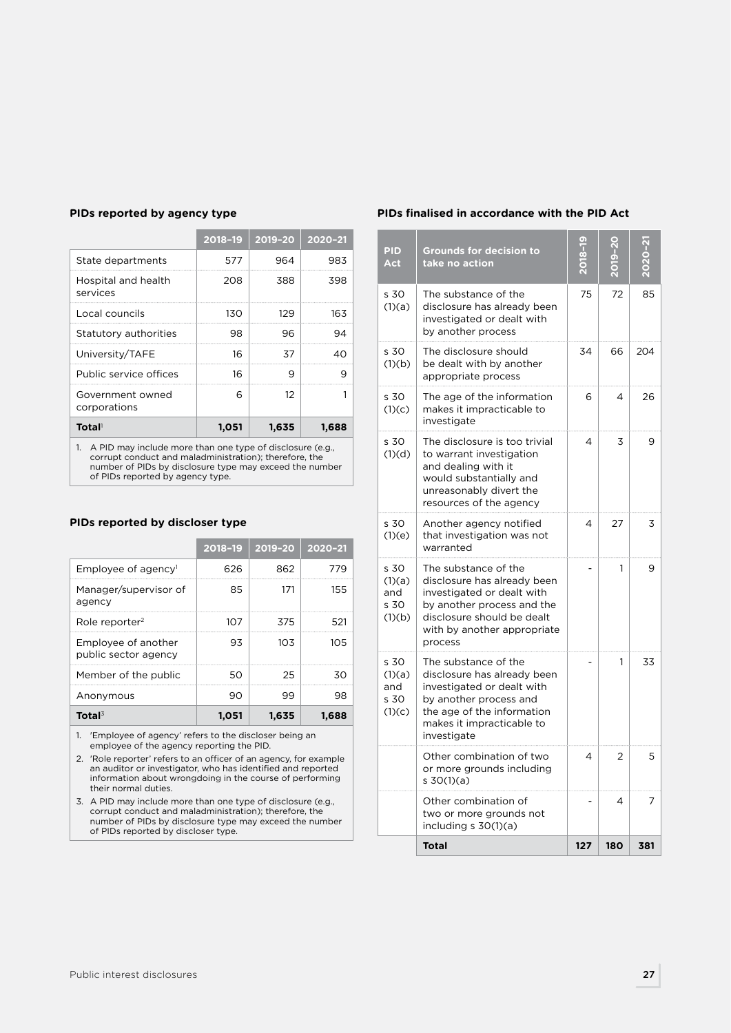### PIDs reported by agency type

| | 2018–19 | 2019–20 | 2020–21 |
|---|---|---|---|
| State departments | 577 | 964 | 983 |
| Hospital and health services | 208 | 388 | 398 |
| Local councils | 130 | 129 | 163 |
| Statutory authorities | 98 | 96 | 94 |
| University/TAFE | 16 | 37 | 40 |
| Public service offices | 16 | 9 | 9 |
| Government owned corporations | 6 | 12 | 1 |
| **Total**[1] | **1,051** | **1,635** | **1,688** |

1. A PID may include more than one type of disclosure (e.g., corrupt conduct and maladministration); therefore, the number of PIDs by disclosure type may exceed the number of PIDs reported by agency type.

### PIDs reported by discloser type

| | 2018–19 | 2019–20 | 2020–21 |
|---|---|---|---|
| Employee of agency[1] | 626 | 862 | 779 |
| Manager/supervisor of agency | 85 | 171 | 155 |
| Role reporter[2] | 107 | 375 | 521 |
| Employee of another public sector agency | 93 | 103 | 105 |
| Member of the public | 50 | 25 | 30 |
| Anonymous | 90 | 99 | 98 |
| **Total**[3] | **1,051** | **1,635** | **1,688** |

1. 'Employee of agency' refers to the discloser being an employee of the agency reporting the PID.
2. 'Role reporter' refers to an officer of an agency, for example an auditor or investigator, who has identified and reported information about wrongdoing in the course of performing their normal duties.
3. A PID may include more than one type of disclosure (e.g., corrupt conduct and maladministration); therefore, the number of PIDs by disclosure type may exceed the number of PIDs reported by discloser type.

### PIDs finalised in accordance with the PID Act

| PID Act | Grounds for decision to take no action | 2018–19 | 2019–20 | 2020–21 |
|---|---|---|---|---|
| s 30 (1)(a) | The substance of the disclosure has already been investigated or dealt with by another process | 75 | 72 | 85 |
| s 30 (1)(b) | The disclosure should be dealt with by another appropriate process | 34 | 66 | 204 |
| s 30 (1)(c) | The age of the information makes it impracticable to investigate | 6 | 4 | 26 |
| s 30 (1)(d) | The disclosure is too trivial to warrant investigation and dealing with it would substantially and unreasonably divert the resources of the agency | 4 | 3 | 9 |
| s 30 (1)(e) | Another agency notified that investigation was not warranted | 4 | 27 | 3 |
| s 30 (1)(a) and s 30 (1)(b) | The substance of the disclosure has already been investigated or dealt with by another process and the disclosure should be dealt with by another appropriate process | - | 1 | 9 |
| s 30 (1)(a) and s 30 (1)(c) | The substance of the disclosure has already been investigated or dealt with by another process and the age of the information makes it impracticable to investigate | - | 1 | 33 |
| | Other combination of two or more grounds including s 30(1)(a) | 4 | 2 | 5 |
| | Other combination of two or more grounds not including s 30(1)(a) | - | 4 | 7 |
| | **Total** | **127** | **180** | **381** |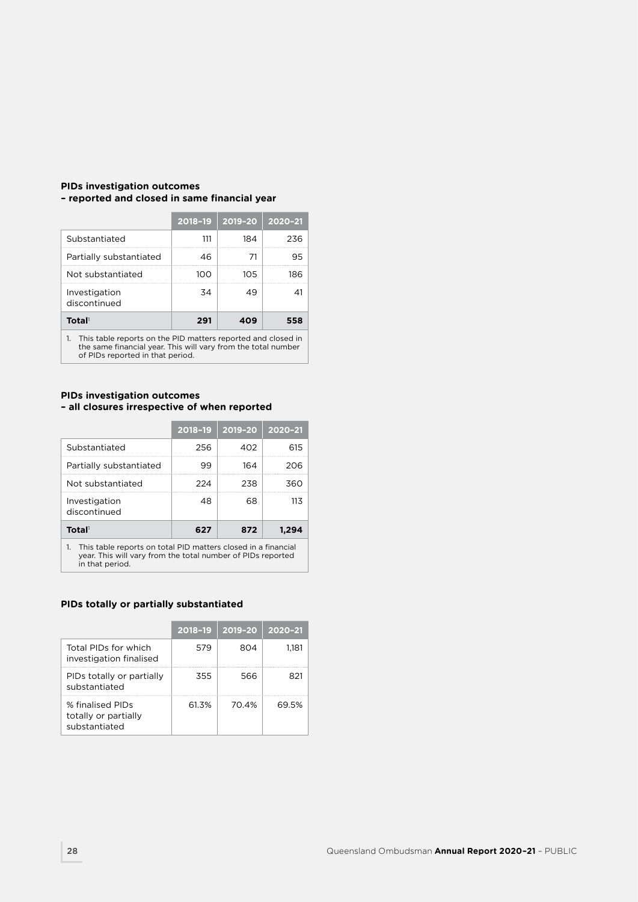**PIDs investigation outcomes**
**– reported and closed in same financial year**

| | 2018–19 | 2019–20 | 2020–21 |
|---|---|---|---|
| Substantiated | 111 | 184 | 236 |
| Partially substantiated | 46 | 71 | 95 |
| Not substantiated | 100 | 105 | 186 |
| Investigation discontinued | 34 | 49 | 41 |
| **Total**[1] | **291** | **409** | **558** |

1. This table reports on the PID matters reported and closed in the same financial year. This will vary from the total number of PIDs reported in that period.

**PIDs investigation outcomes**
**– all closures irrespective of when reported**

| | 2018–19 | 2019–20 | 2020–21 |
|---|---|---|---|
| Substantiated | 256 | 402 | 615 |
| Partially substantiated | 99 | 164 | 206 |
| Not substantiated | 224 | 238 | 360 |
| Investigation discontinued | 48 | 68 | 113 |
| **Total**[1] | **627** | **872** | **1,294** |

1. This table reports on total PID matters closed in a financial year. This will vary from the total number of PIDs reported in that period.

**PIDs totally or partially substantiated**

| | 2018–19 | 2019–20 | 2020–21 |
|---|---|---|---|
| Total PIDs for which investigation finalised | 579 | 804 | 1,181 |
| PIDs totally or partially substantiated | 355 | 566 | 821 |
| % finalised PIDs totally or partially substantiated | 61.3% | 70.4% | 69.5% |